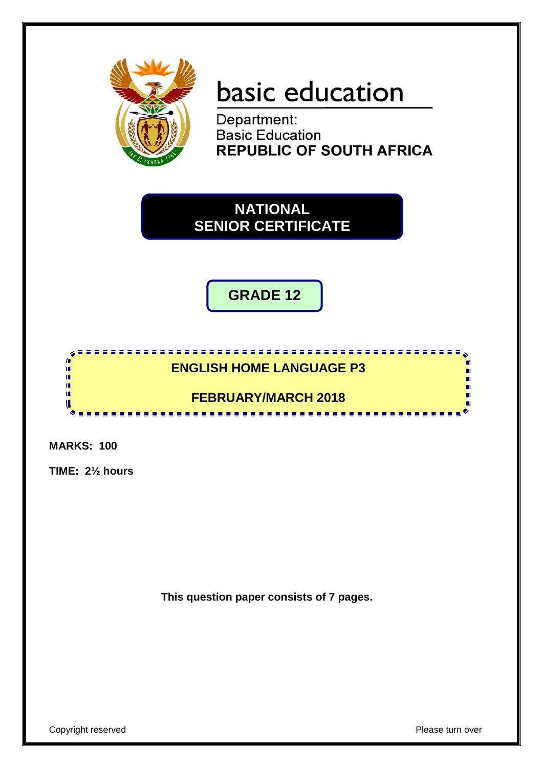basic education

Department:
Basic Education
**REPUBLIC OF SOUTH AFRICA**

# NATIONAL SENIOR CERTIFICATE

## GRADE 12

## ENGLISH HOME LANGUAGE P3

## FEBRUARY/MARCH 2018

**MARKS: 100**

**TIME: 2½ hours**

**This question paper consists of 7 pages.**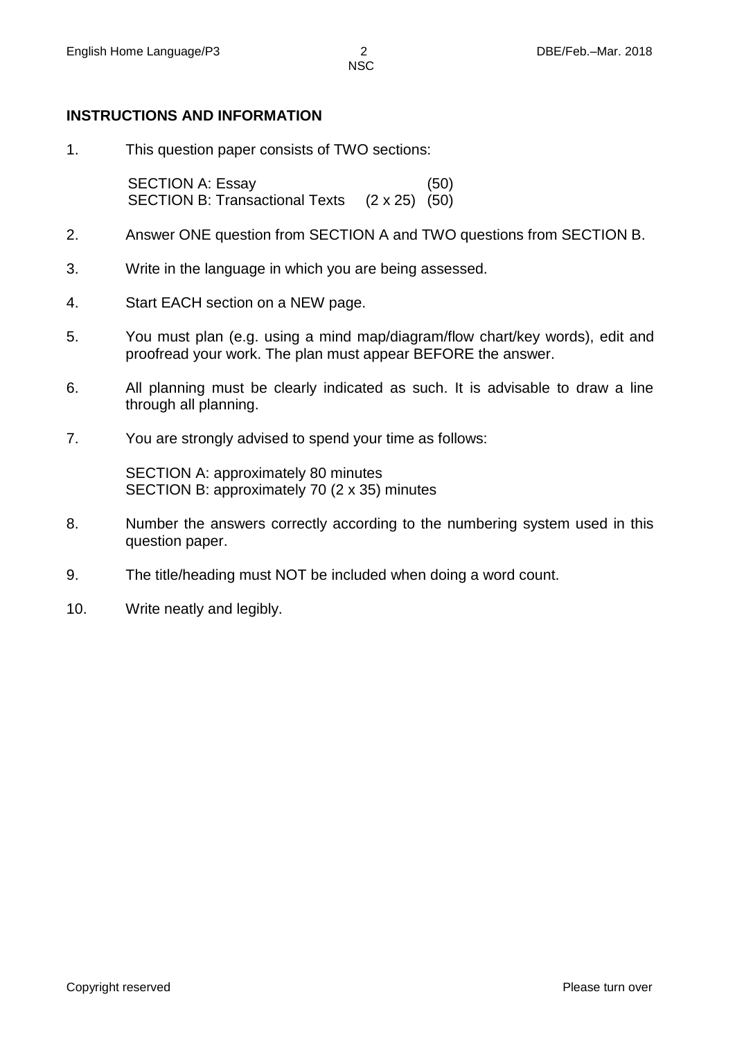## INSTRUCTIONS AND INFORMATION

1. This question paper consists of TWO sections:

   | | | |
   |---|---|---|
   | SECTION A: Essay | | (50) |
   | SECTION B: Transactional Texts | (2 x 25) | (50) |

2. Answer ONE question from SECTION A and TWO questions from SECTION B.

3. Write in the language in which you are being assessed.

4. Start EACH section on a NEW page.

5. You must plan (e.g. using a mind map/diagram/flow chart/key words), edit and proofread your work. The plan must appear BEFORE the answer.

6. All planning must be clearly indicated as such. It is advisable to draw a line through all planning.

7. You are strongly advised to spend your time as follows:

   SECTION A: approximately 80 minutes
   SECTION B: approximately 70 (2 x 35) minutes

8. Number the answers correctly according to the numbering system used in this question paper.

9. The title/heading must NOT be included when doing a word count.

10. Write neatly and legibly.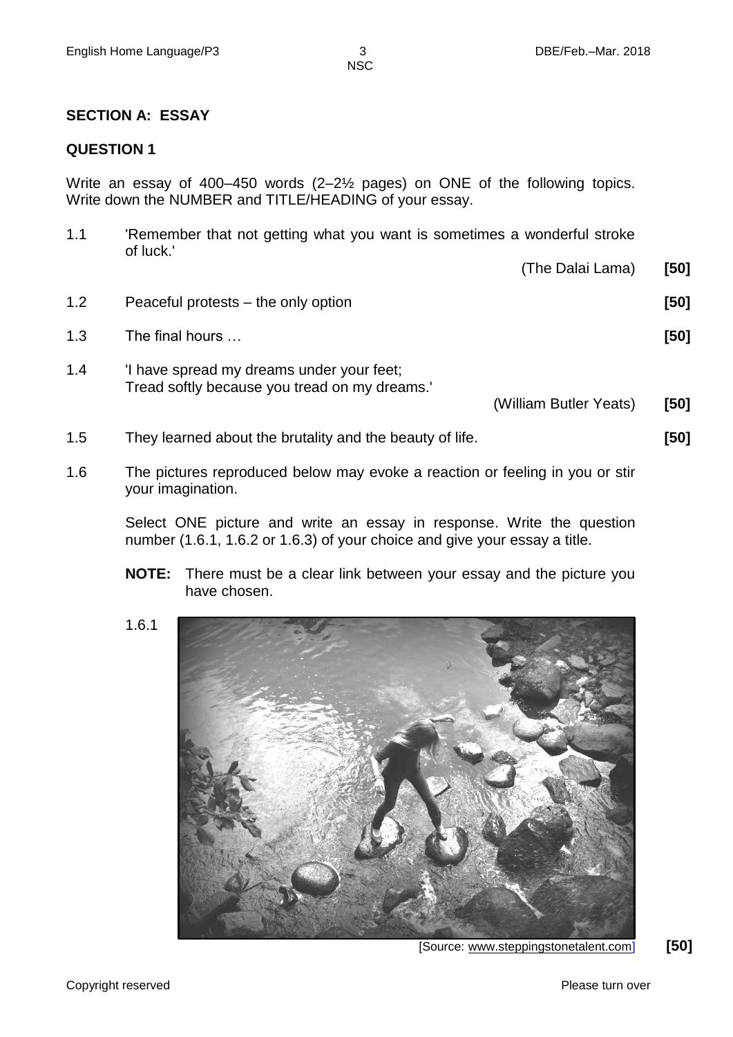## SECTION A: ESSAY

### QUESTION 1

Write an essay of 400–450 words (2–2½ pages) on ONE of the following topics. Write down the NUMBER and TITLE/HEADING of your essay.

1.1 'Remember that not getting what you want is sometimes a wonderful stroke of luck.'

(The Dalai Lama) **[50]**

1.2 Peaceful protests – the only option **[50]**

1.3 The final hours … **[50]**

1.4 'I have spread my dreams under your feet;
Tread softly because you tread on my dreams.'

(William Butler Yeats) **[50]**

1.5 They learned about the brutality and the beauty of life. **[50]**

1.6 The pictures reproduced below may evoke a reaction or feeling in you or stir your imagination.

Select ONE picture and write an essay in response. Write the question number (1.6.1, 1.6.2 or 1.6.3) of your choice and give your essay a title.

**NOTE:** There must be a clear link between your essay and the picture you have chosen.

1.6.1

[Source: www.steppingstonetalent.com] **[50]**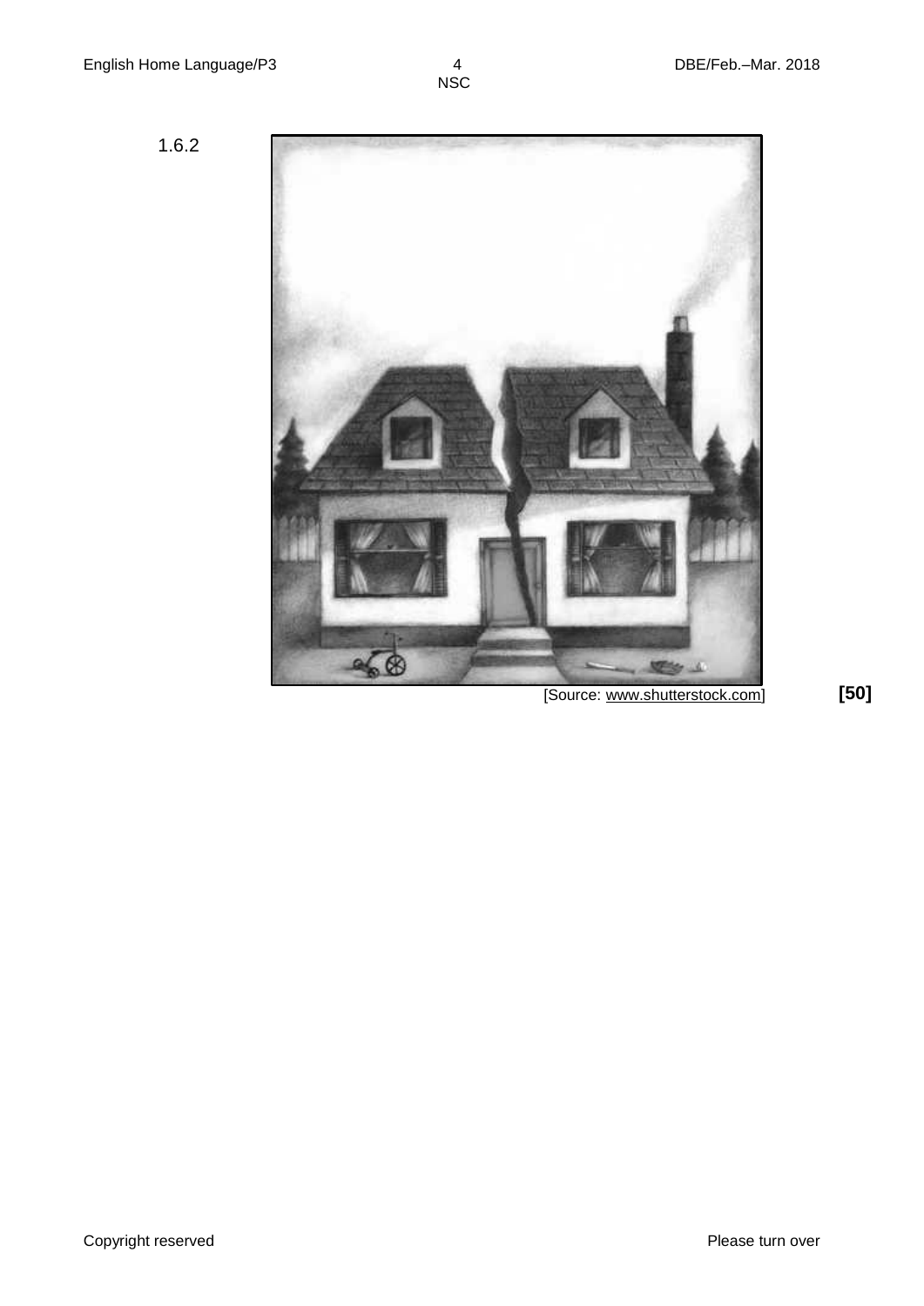1.6.2

[Source: www.shutterstock.com]

**[50]**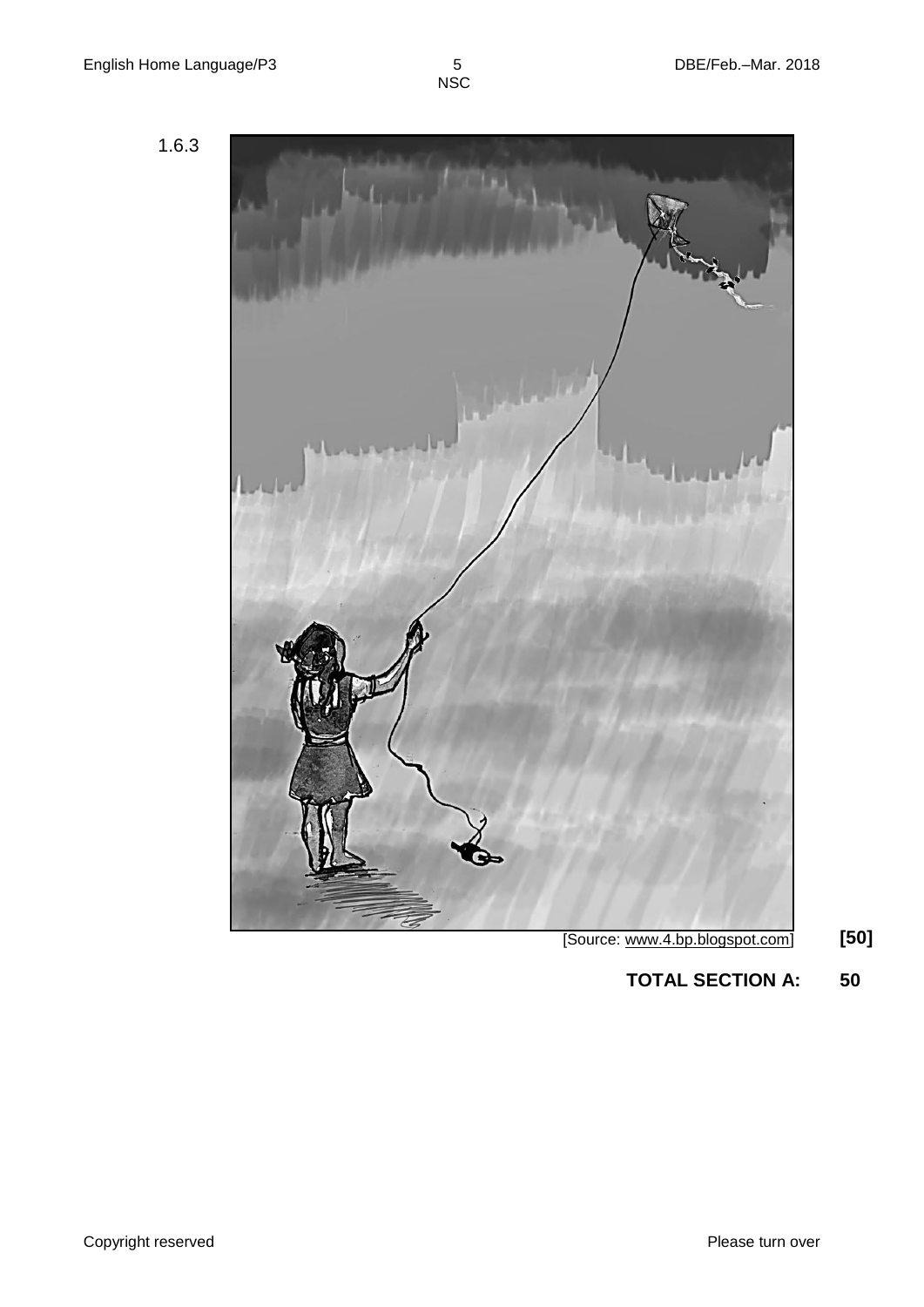1.6.3

[Source: www.4.bp.blogspot.com]

**[50]**

**TOTAL SECTION A: 50**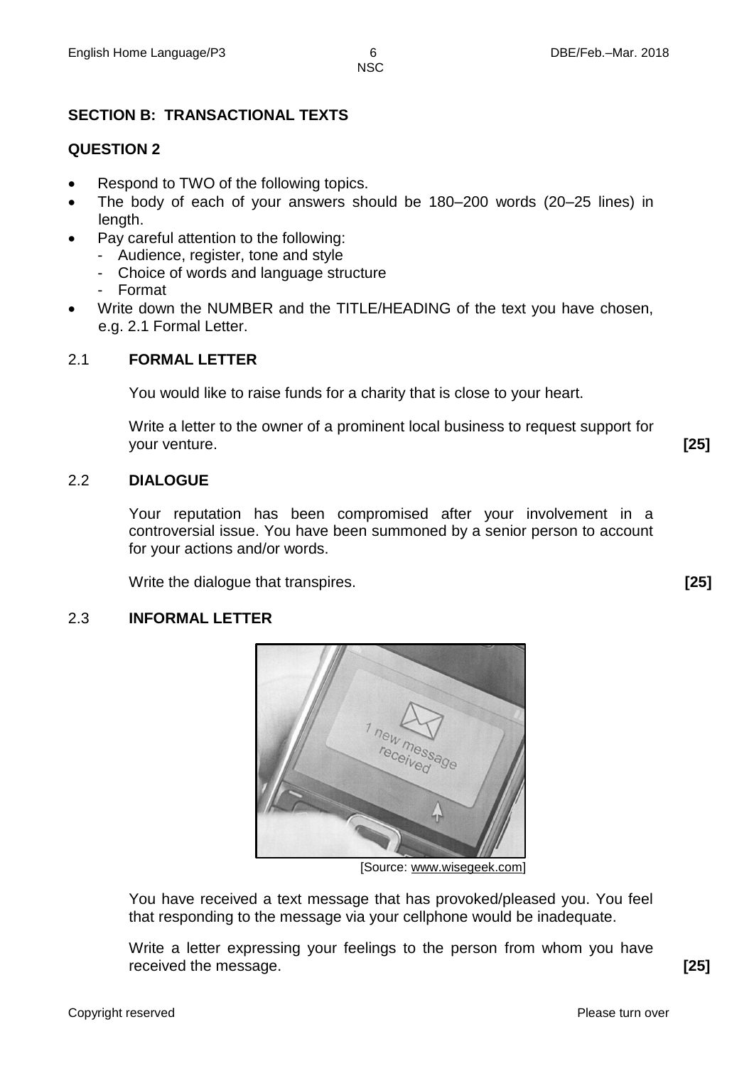## SECTION B: TRANSACTIONAL TEXTS

### QUESTION 2

- Respond to TWO of the following topics.
- The body of each of your answers should be 180–200 words (20–25 lines) in length.
- Pay careful attention to the following:
  - Audience, register, tone and style
  - Choice of words and language structure
  - Format
- Write down the NUMBER and the TITLE/HEADING of the text you have chosen, e.g. 2.1 Formal Letter.

### 2.1 FORMAL LETTER

You would like to raise funds for a charity that is close to your heart.

Write a letter to the owner of a prominent local business to request support for your venture. **[25]**

### 2.2 DIALOGUE

Your reputation has been compromised after your involvement in a controversial issue. You have been summoned by a senior person to account for your actions and/or words.

Write the dialogue that transpires. **[25]**

### 2.3 INFORMAL LETTER

[Source: www.wisegeek.com]

You have received a text message that has provoked/pleased you. You feel that responding to the message via your cellphone would be inadequate.

Write a letter expressing your feelings to the person from whom you have received the message. **[25]**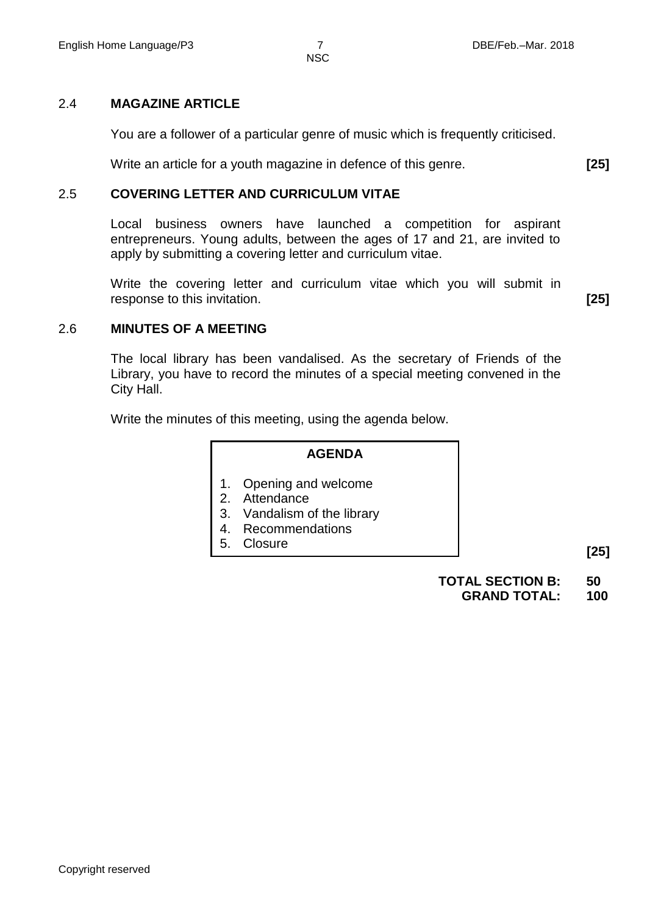### 2.4 **MAGAZINE ARTICLE**

You are a follower of a particular genre of music which is frequently criticised.

Write an article for a youth magazine in defence of this genre. **[25]**

### 2.5 **COVERING LETTER AND CURRICULUM VITAE**

Local business owners have launched a competition for aspirant entrepreneurs. Young adults, between the ages of 17 and 21, are invited to apply by submitting a covering letter and curriculum vitae.

Write the covering letter and curriculum vitae which you will submit in response to this invitation. **[25]**

### 2.6 **MINUTES OF A MEETING**

The local library has been vandalised. As the secretary of Friends of the Library, you have to record the minutes of a special meeting convened in the City Hall.

Write the minutes of this meeting, using the agenda below.

**AGENDA**

1. Opening and welcome
2. Attendance
3. Vandalism of the library
4. Recommendations
5. Closure

**[25]**

**TOTAL SECTION B: 50**
**GRAND TOTAL: 100**